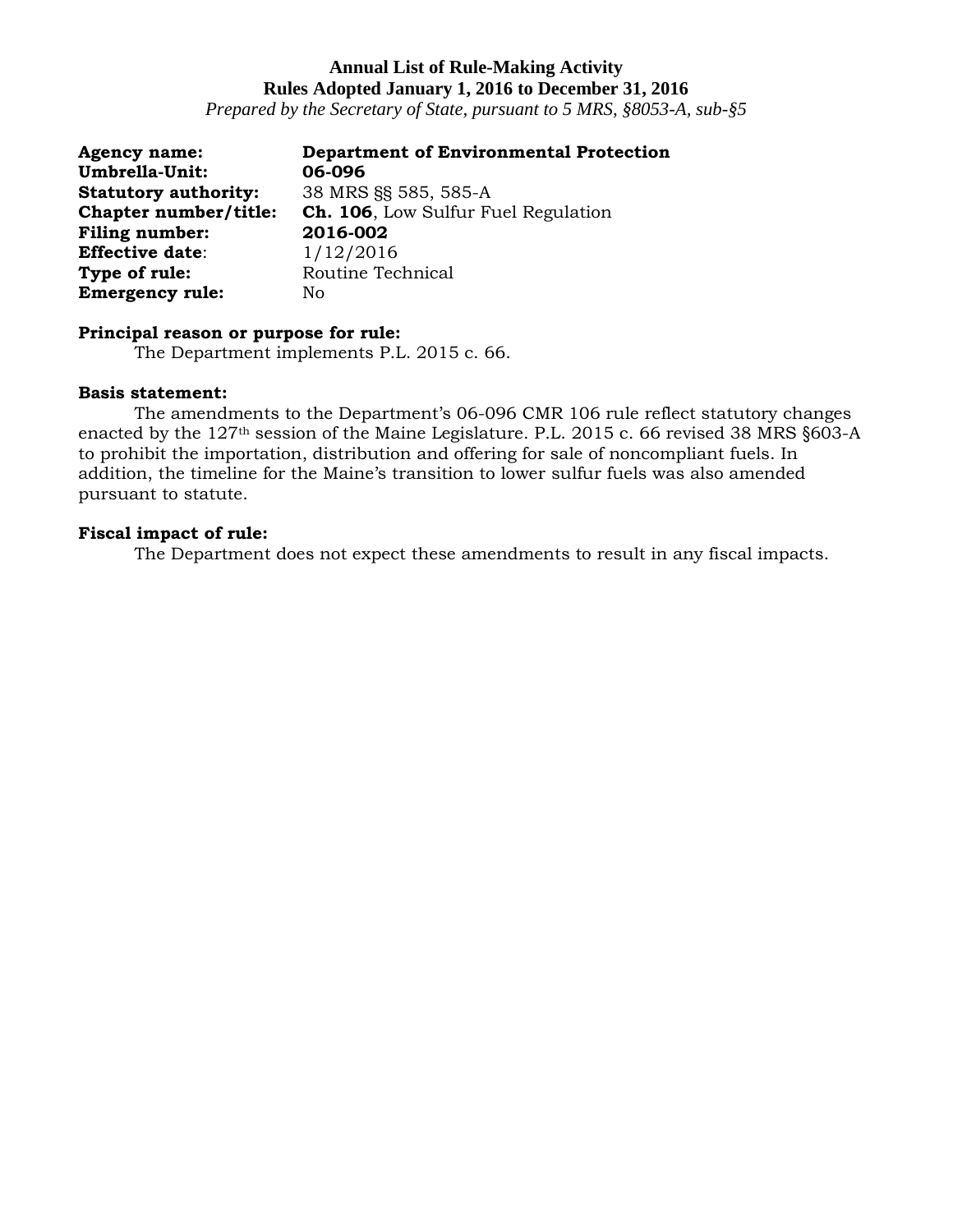**Annual List of Rule-Making Activity**
**Rules Adopted January 1, 2016 to December 31, 2016**
*Prepared by the Secretary of State, pursuant to 5 MRS, §8053-A, sub-§5*

**Agency name:** **Department of Environmental Protection**
**Umbrella-Unit:** **06-096**
**Statutory authority:** 38 MRS §§ 585, 585-A
**Chapter number/title:** **Ch. 106**, Low Sulfur Fuel Regulation
**Filing number:** **2016-002**
**Effective date**: 1/12/2016
**Type of rule:** Routine Technical
**Emergency rule:** No

**Principal reason or purpose for rule:**
The Department implements P.L. 2015 c. 66.

**Basis statement:**
The amendments to the Department's 06-096 CMR 106 rule reflect statutory changes enacted by the 127th session of the Maine Legislature. P.L. 2015 c. 66 revised 38 MRS §603-A to prohibit the importation, distribution and offering for sale of noncompliant fuels. In addition, the timeline for the Maine's transition to lower sulfur fuels was also amended pursuant to statute.

**Fiscal impact of rule:**
The Department does not expect these amendments to result in any fiscal impacts.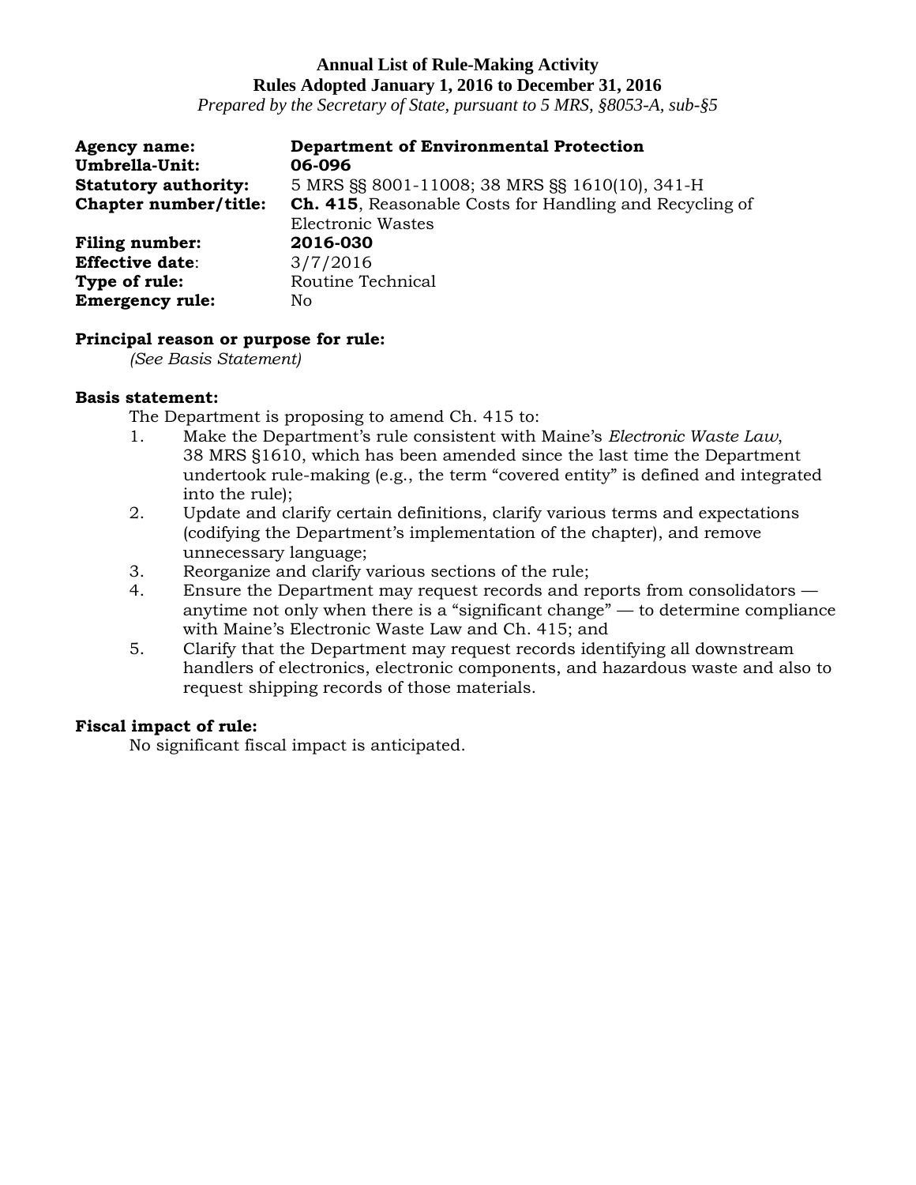**Annual List of Rule-Making Activity**
**Rules Adopted January 1, 2016 to December 31, 2016**
*Prepared by the Secretary of State, pursuant to 5 MRS, §8053-A, sub-§5*

**Agency name:** **Department of Environmental Protection**
**Umbrella-Unit:** **06-096**
**Statutory authority:** 5 MRS §§ 8001-11008; 38 MRS §§ 1610(10), 341-H
**Chapter number/title:** **Ch. 415**, Reasonable Costs for Handling and Recycling of Electronic Wastes
**Filing number:** **2016-030**
**Effective date**: 3/7/2016
**Type of rule:** Routine Technical
**Emergency rule:** No

**Principal reason or purpose for rule:**

*(See Basis Statement)*

**Basis statement:**

The Department is proposing to amend Ch. 415 to:

1. Make the Department's rule consistent with Maine's *Electronic Waste Law*, 38 MRS §1610, which has been amended since the last time the Department undertook rule-making (e.g., the term "covered entity" is defined and integrated into the rule);
2. Update and clarify certain definitions, clarify various terms and expectations (codifying the Department's implementation of the chapter), and remove unnecessary language;
3. Reorganize and clarify various sections of the rule;
4. Ensure the Department may request records and reports from consolidators — anytime not only when there is a "significant change" — to determine compliance with Maine's Electronic Waste Law and Ch. 415; and
5. Clarify that the Department may request records identifying all downstream handlers of electronics, electronic components, and hazardous waste and also to request shipping records of those materials.

**Fiscal impact of rule:**

No significant fiscal impact is anticipated.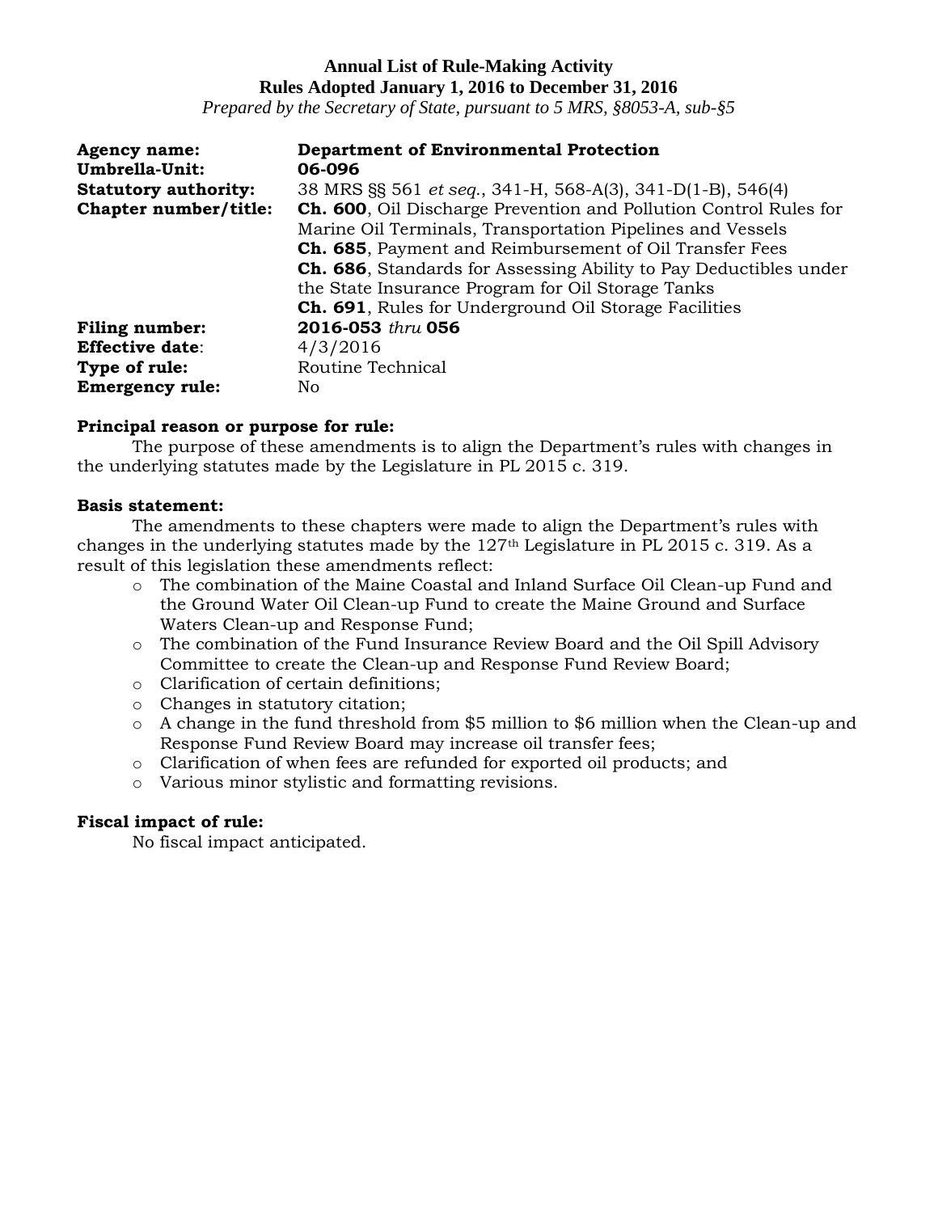**Annual List of Rule-Making Activity**
**Rules Adopted January 1, 2016 to December 31, 2016**
*Prepared by the Secretary of State, pursuant to 5 MRS, §8053-A, sub-§5*

**Agency name:** **Department of Environmental Protection**
**Umbrella-Unit:** **06-096**
**Statutory authority:** 38 MRS §§ 561 *et seq.*, 341-H, 568-A(3), 341-D(1-B), 546(4)
**Chapter number/title:** **Ch. 600**, Oil Discharge Prevention and Pollution Control Rules for Marine Oil Terminals, Transportation Pipelines and Vessels
**Ch. 685**, Payment and Reimbursement of Oil Transfer Fees
**Ch. 686**, Standards for Assessing Ability to Pay Deductibles under the State Insurance Program for Oil Storage Tanks
**Ch. 691**, Rules for Underground Oil Storage Facilities
**Filing number:** **2016-053** *thru* **056**
**Effective date**: 4/3/2016
**Type of rule:** Routine Technical
**Emergency rule:** No

**Principal reason or purpose for rule:**
The purpose of these amendments is to align the Department's rules with changes in the underlying statutes made by the Legislature in PL 2015 c. 319.

**Basis statement:**
The amendments to these chapters were made to align the Department's rules with changes in the underlying statutes made by the 127th Legislature in PL 2015 c. 319. As a result of this legislation these amendments reflect:

- The combination of the Maine Coastal and Inland Surface Oil Clean-up Fund and the Ground Water Oil Clean-up Fund to create the Maine Ground and Surface Waters Clean-up and Response Fund;
- The combination of the Fund Insurance Review Board and the Oil Spill Advisory Committee to create the Clean-up and Response Fund Review Board;
- Clarification of certain definitions;
- Changes in statutory citation;
- A change in the fund threshold from $5 million to $6 million when the Clean-up and Response Fund Review Board may increase oil transfer fees;
- Clarification of when fees are refunded for exported oil products; and
- Various minor stylistic and formatting revisions.

**Fiscal impact of rule:**
No fiscal impact anticipated.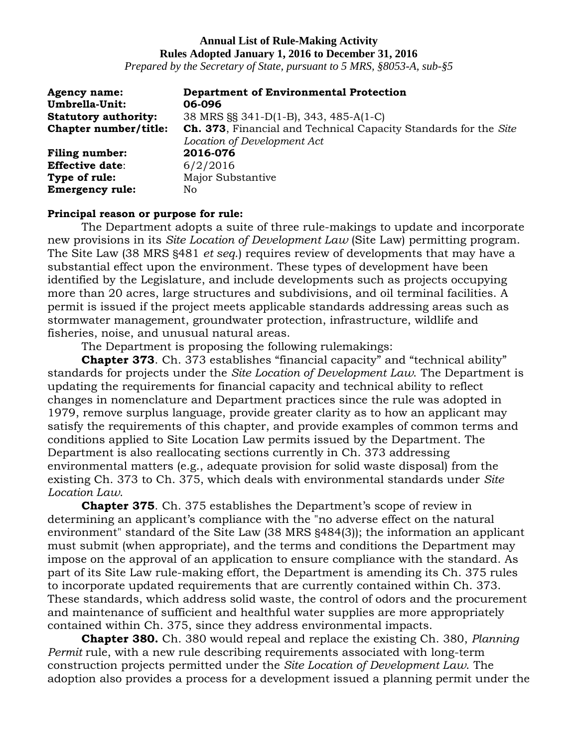**Annual List of Rule-Making Activity**
**Rules Adopted January 1, 2016 to December 31, 2016**
*Prepared by the Secretary of State, pursuant to 5 MRS, §8053-A, sub-§5*

**Agency name:** **Department of Environmental Protection**
**Umbrella-Unit:** **06-096**
**Statutory authority:** 38 MRS §§ 341-D(1-B), 343, 485-A(1-C)
**Chapter number/title:** **Ch. 373**, Financial and Technical Capacity Standards for the *Site Location of Development Act*
**Filing number:** **2016-076**
**Effective date**: 6/2/2016
**Type of rule:** Major Substantive
**Emergency rule:** No

**Principal reason or purpose for rule:**

The Department adopts a suite of three rule-makings to update and incorporate new provisions in its *Site Location of Development Law* (Site Law) permitting program. The Site Law (38 MRS §481 *et seq.*) requires review of developments that may have a substantial effect upon the environment. These types of development have been identified by the Legislature, and include developments such as projects occupying more than 20 acres, large structures and subdivisions, and oil terminal facilities. A permit is issued if the project meets applicable standards addressing areas such as stormwater management, groundwater protection, infrastructure, wildlife and fisheries, noise, and unusual natural areas.

The Department is proposing the following rulemakings:

**Chapter 373**. Ch. 373 establishes "financial capacity" and "technical ability" standards for projects under the *Site Location of Development Law*. The Department is updating the requirements for financial capacity and technical ability to reflect changes in nomenclature and Department practices since the rule was adopted in 1979, remove surplus language, provide greater clarity as to how an applicant may satisfy the requirements of this chapter, and provide examples of common terms and conditions applied to Site Location Law permits issued by the Department. The Department is also reallocating sections currently in Ch. 373 addressing environmental matters (e.g., adequate provision for solid waste disposal) from the existing Ch. 373 to Ch. 375, which deals with environmental standards under *Site Location Law*.

**Chapter 375**. Ch. 375 establishes the Department's scope of review in determining an applicant's compliance with the "no adverse effect on the natural environment" standard of the Site Law (38 MRS §484(3)); the information an applicant must submit (when appropriate), and the terms and conditions the Department may impose on the approval of an application to ensure compliance with the standard. As part of its Site Law rule-making effort, the Department is amending its Ch. 375 rules to incorporate updated requirements that are currently contained within Ch. 373. These standards, which address solid waste, the control of odors and the procurement and maintenance of sufficient and healthful water supplies are more appropriately contained within Ch. 375, since they address environmental impacts.

**Chapter 380.** Ch. 380 would repeal and replace the existing Ch. 380, *Planning Permit* rule, with a new rule describing requirements associated with long-term construction projects permitted under the *Site Location of Development Law*. The adoption also provides a process for a development issued a planning permit under the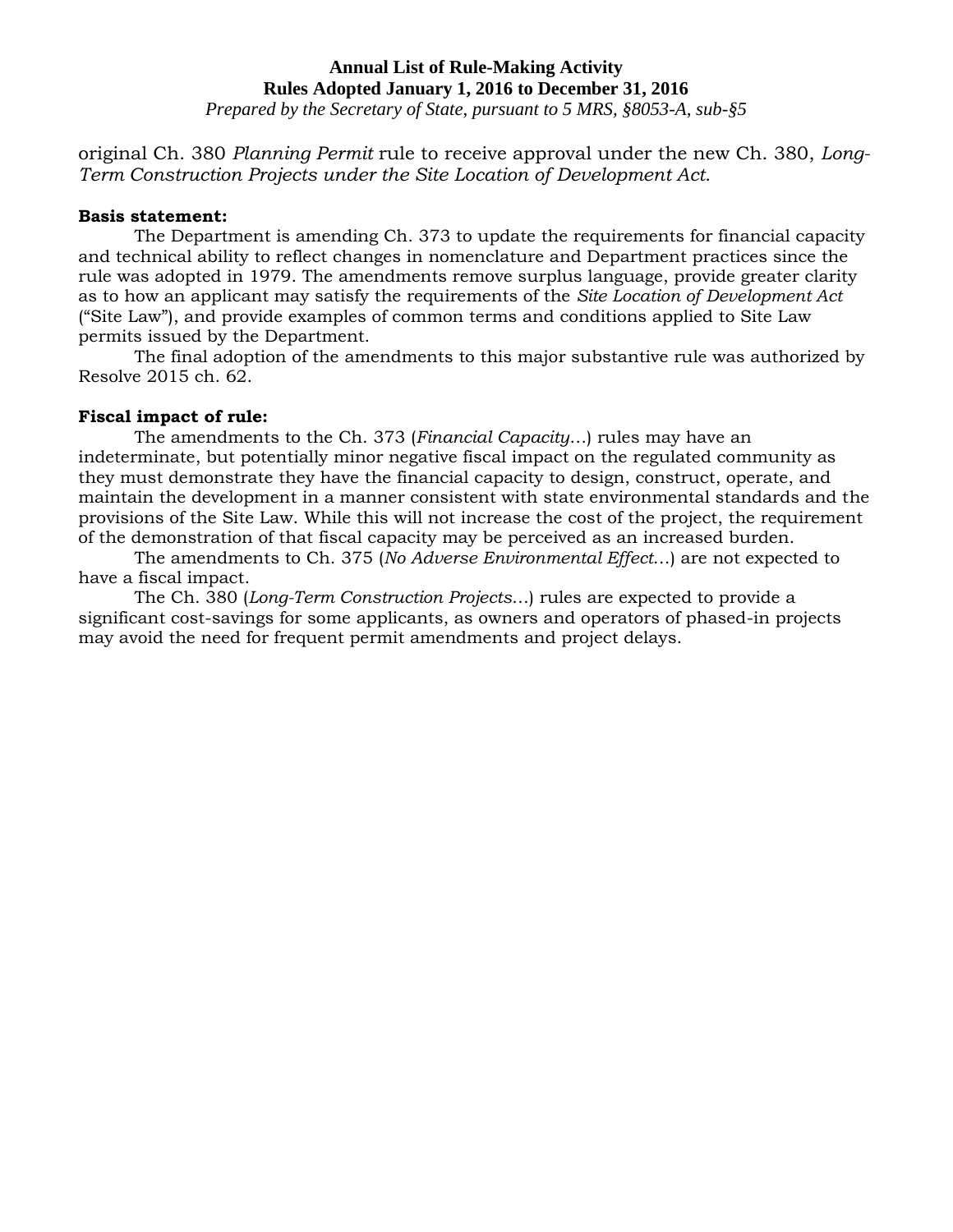original Ch. 380 *Planning Permit* rule to receive approval under the new Ch. 380, *Long-Term Construction Projects under the Site Location of Development Act*.

**Basis statement:**

The Department is amending Ch. 373 to update the requirements for financial capacity and technical ability to reflect changes in nomenclature and Department practices since the rule was adopted in 1979. The amendments remove surplus language, provide greater clarity as to how an applicant may satisfy the requirements of the *Site Location of Development Act* ("Site Law"), and provide examples of common terms and conditions applied to Site Law permits issued by the Department.

The final adoption of the amendments to this major substantive rule was authorized by Resolve 2015 ch. 62.

**Fiscal impact of rule:**

The amendments to the Ch. 373 (*Financial Capacity*…) rules may have an indeterminate, but potentially minor negative fiscal impact on the regulated community as they must demonstrate they have the financial capacity to design, construct, operate, and maintain the development in a manner consistent with state environmental standards and the provisions of the Site Law. While this will not increase the cost of the project, the requirement of the demonstration of that fiscal capacity may be perceived as an increased burden.

The amendments to Ch. 375 (*No Adverse Environmental Effect*…) are not expected to have a fiscal impact.

The Ch. 380 (*Long-Term Construction Projects*…) rules are expected to provide a significant cost-savings for some applicants, as owners and operators of phased-in projects may avoid the need for frequent permit amendments and project delays.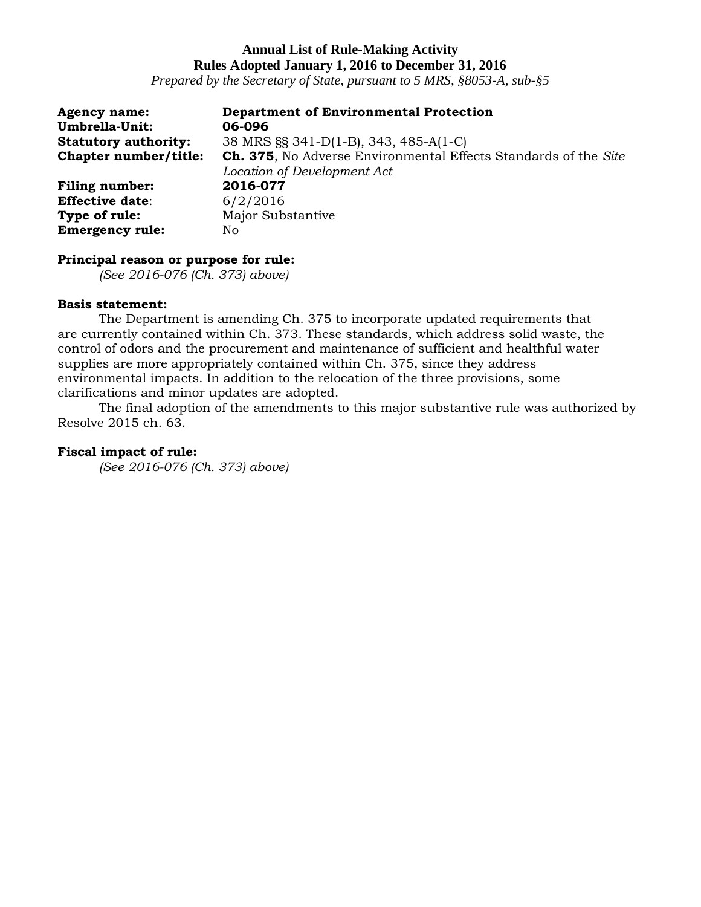**Annual List of Rule-Making Activity**
**Rules Adopted January 1, 2016 to December 31, 2016**
*Prepared by the Secretary of State, pursuant to 5 MRS, §8053-A, sub-§5*

**Agency name:** **Department of Environmental Protection**
**Umbrella-Unit:** **06-096**
**Statutory authority:** 38 MRS §§ 341-D(1-B), 343, 485-A(1-C)
**Chapter number/title:** **Ch. 375**, No Adverse Environmental Effects Standards of the *Site Location of Development Act*
**Filing number:** **2016-077**
**Effective date**: 6/2/2016
**Type of rule:** Major Substantive
**Emergency rule:** No

**Principal reason or purpose for rule:**
*(See 2016-076 (Ch. 373) above)*

**Basis statement:**
The Department is amending Ch. 375 to incorporate updated requirements that are currently contained within Ch. 373. These standards, which address solid waste, the control of odors and the procurement and maintenance of sufficient and healthful water supplies are more appropriately contained within Ch. 375, since they address environmental impacts. In addition to the relocation of the three provisions, some clarifications and minor updates are adopted.
The final adoption of the amendments to this major substantive rule was authorized by Resolve 2015 ch. 63.

**Fiscal impact of rule:**
*(See 2016-076 (Ch. 373) above)*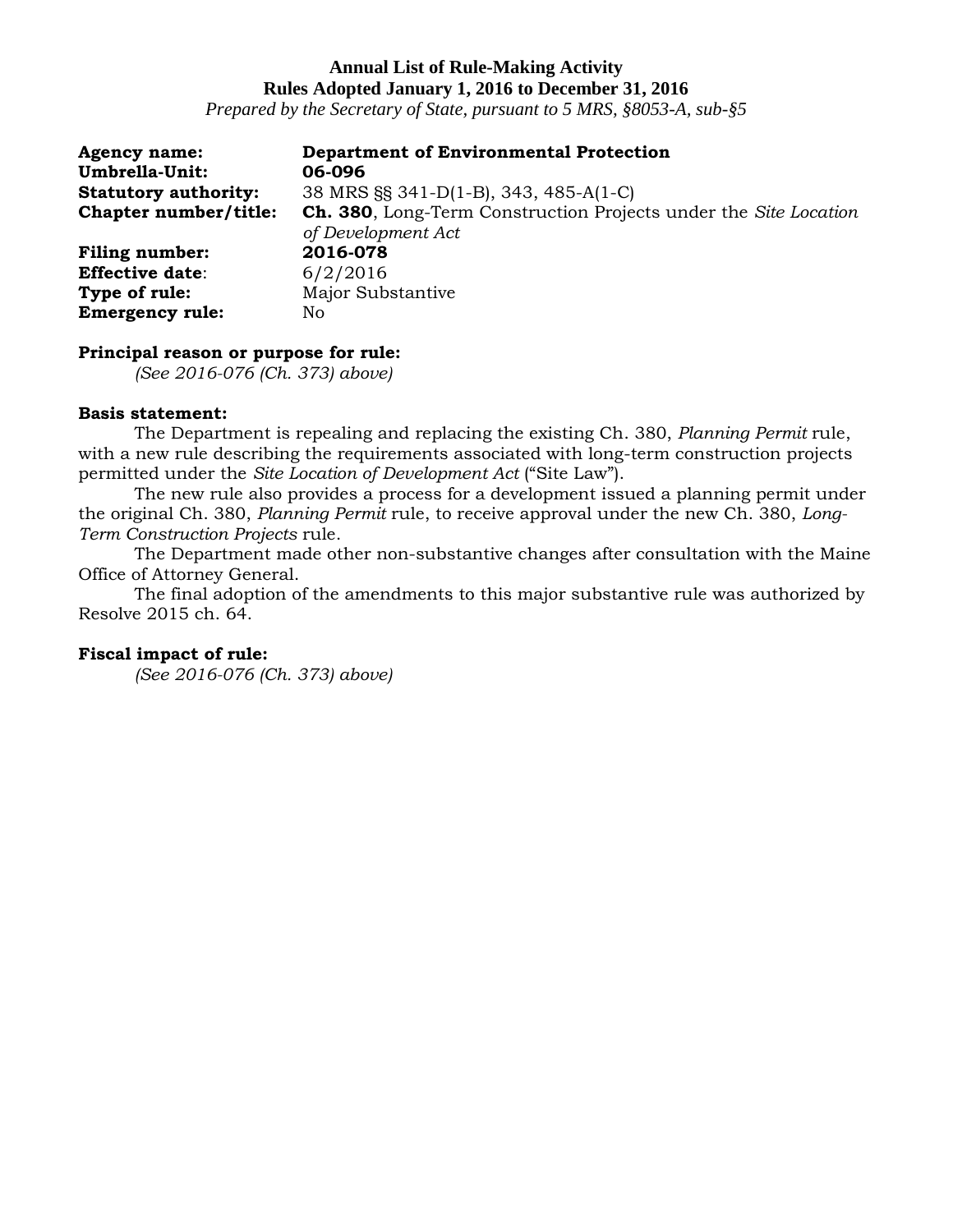**Annual List of Rule-Making Activity**
**Rules Adopted January 1, 2016 to December 31, 2016**
*Prepared by the Secretary of State, pursuant to 5 MRS, §8053-A, sub-§5*

**Agency name:** **Department of Environmental Protection**
**Umbrella-Unit:** **06-096**
**Statutory authority:** 38 MRS §§ 341-D(1-B), 343, 485-A(1-C)
**Chapter number/title:** **Ch. 380**, Long-Term Construction Projects under the *Site Location of Development Act*
**Filing number:** **2016-078**
**Effective date**: 6/2/2016
**Type of rule:** Major Substantive
**Emergency rule:** No

**Principal reason or purpose for rule:**
*(See 2016-076 (Ch. 373) above)*

**Basis statement:**
The Department is repealing and replacing the existing Ch. 380, *Planning Permit* rule, with a new rule describing the requirements associated with long-term construction projects permitted under the *Site Location of Development Act* ("Site Law").

The new rule also provides a process for a development issued a planning permit under the original Ch. 380, *Planning Permit* rule, to receive approval under the new Ch. 380, *Long-Term Construction Projects* rule.

The Department made other non-substantive changes after consultation with the Maine Office of Attorney General.

The final adoption of the amendments to this major substantive rule was authorized by Resolve 2015 ch. 64.

**Fiscal impact of rule:**
*(See 2016-076 (Ch. 373) above)*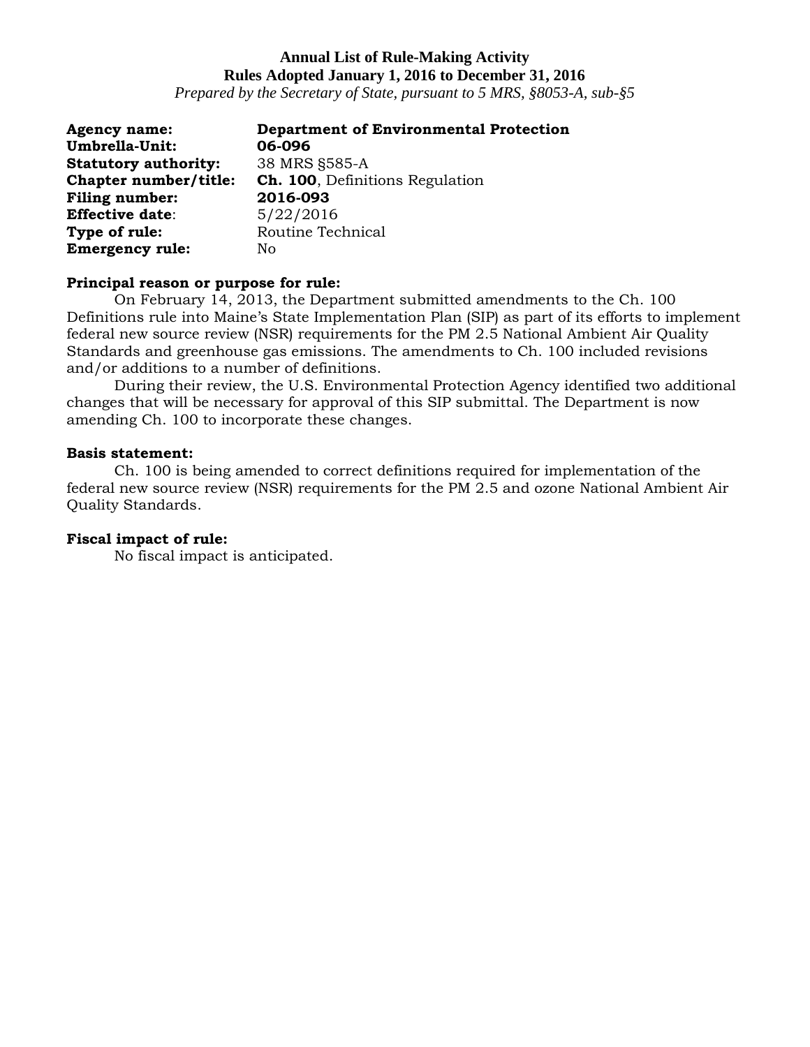**Annual List of Rule-Making Activity**
**Rules Adopted January 1, 2016 to December 31, 2016**
*Prepared by the Secretary of State, pursuant to 5 MRS, §8053-A, sub-§5*

**Agency name:** **Department of Environmental Protection**
**Umbrella-Unit:** **06-096**
**Statutory authority:** 38 MRS §585-A
**Chapter number/title:** **Ch. 100**, Definitions Regulation
**Filing number:** **2016-093**
**Effective date**: 5/22/2016
**Type of rule:** Routine Technical
**Emergency rule:** No

**Principal reason or purpose for rule:**
On February 14, 2013, the Department submitted amendments to the Ch. 100 Definitions rule into Maine's State Implementation Plan (SIP) as part of its efforts to implement federal new source review (NSR) requirements for the PM 2.5 National Ambient Air Quality Standards and greenhouse gas emissions. The amendments to Ch. 100 included revisions and/or additions to a number of definitions.

During their review, the U.S. Environmental Protection Agency identified two additional changes that will be necessary for approval of this SIP submittal. The Department is now amending Ch. 100 to incorporate these changes.

**Basis statement:**
Ch. 100 is being amended to correct definitions required for implementation of the federal new source review (NSR) requirements for the PM 2.5 and ozone National Ambient Air Quality Standards.

**Fiscal impact of rule:**
No fiscal impact is anticipated.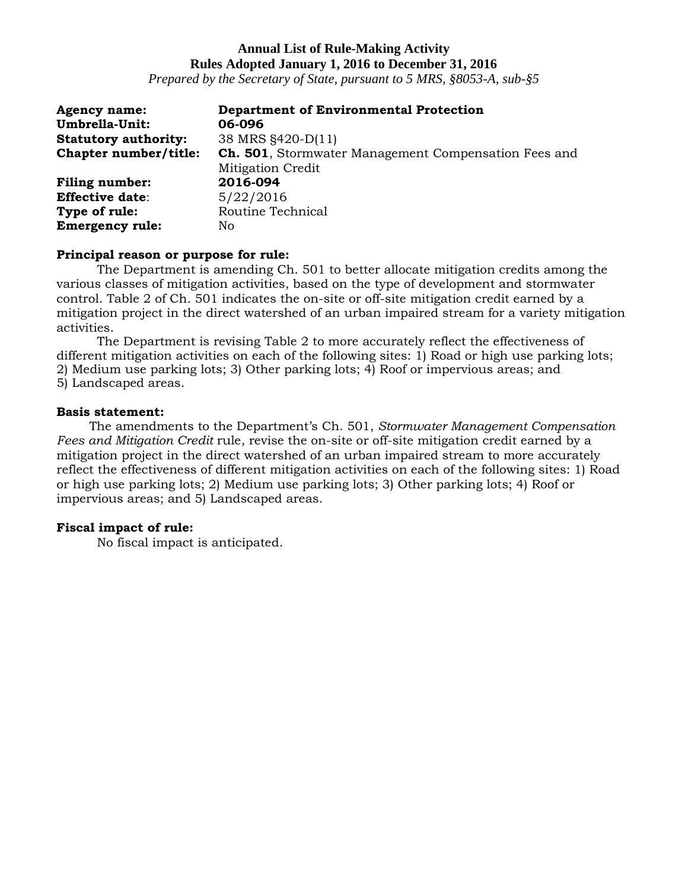**Annual List of Rule-Making Activity**
**Rules Adopted January 1, 2016 to December 31, 2016**
*Prepared by the Secretary of State, pursuant to 5 MRS, §8053-A, sub-§5*

**Agency name:** **Department of Environmental Protection**
**Umbrella-Unit:** **06-096**
**Statutory authority:** 38 MRS §420-D(11)
**Chapter number/title:** **Ch. 501**, Stormwater Management Compensation Fees and Mitigation Credit
**Filing number:** **2016-094**
**Effective date**: 5/22/2016
**Type of rule:** Routine Technical
**Emergency rule:** No

**Principal reason or purpose for rule:**

The Department is amending Ch. 501 to better allocate mitigation credits among the various classes of mitigation activities, based on the type of development and stormwater control. Table 2 of Ch. 501 indicates the on-site or off-site mitigation credit earned by a mitigation project in the direct watershed of an urban impaired stream for a variety mitigation activities.

The Department is revising Table 2 to more accurately reflect the effectiveness of different mitigation activities on each of the following sites: 1) Road or high use parking lots; 2) Medium use parking lots; 3) Other parking lots; 4) Roof or impervious areas; and 5) Landscaped areas.

**Basis statement:**

The amendments to the Department's Ch. 501, *Stormwater Management Compensation Fees and Mitigation Credit* rule, revise the on-site or off-site mitigation credit earned by a mitigation project in the direct watershed of an urban impaired stream to more accurately reflect the effectiveness of different mitigation activities on each of the following sites: 1) Road or high use parking lots; 2) Medium use parking lots; 3) Other parking lots; 4) Roof or impervious areas; and 5) Landscaped areas.

**Fiscal impact of rule:**

No fiscal impact is anticipated.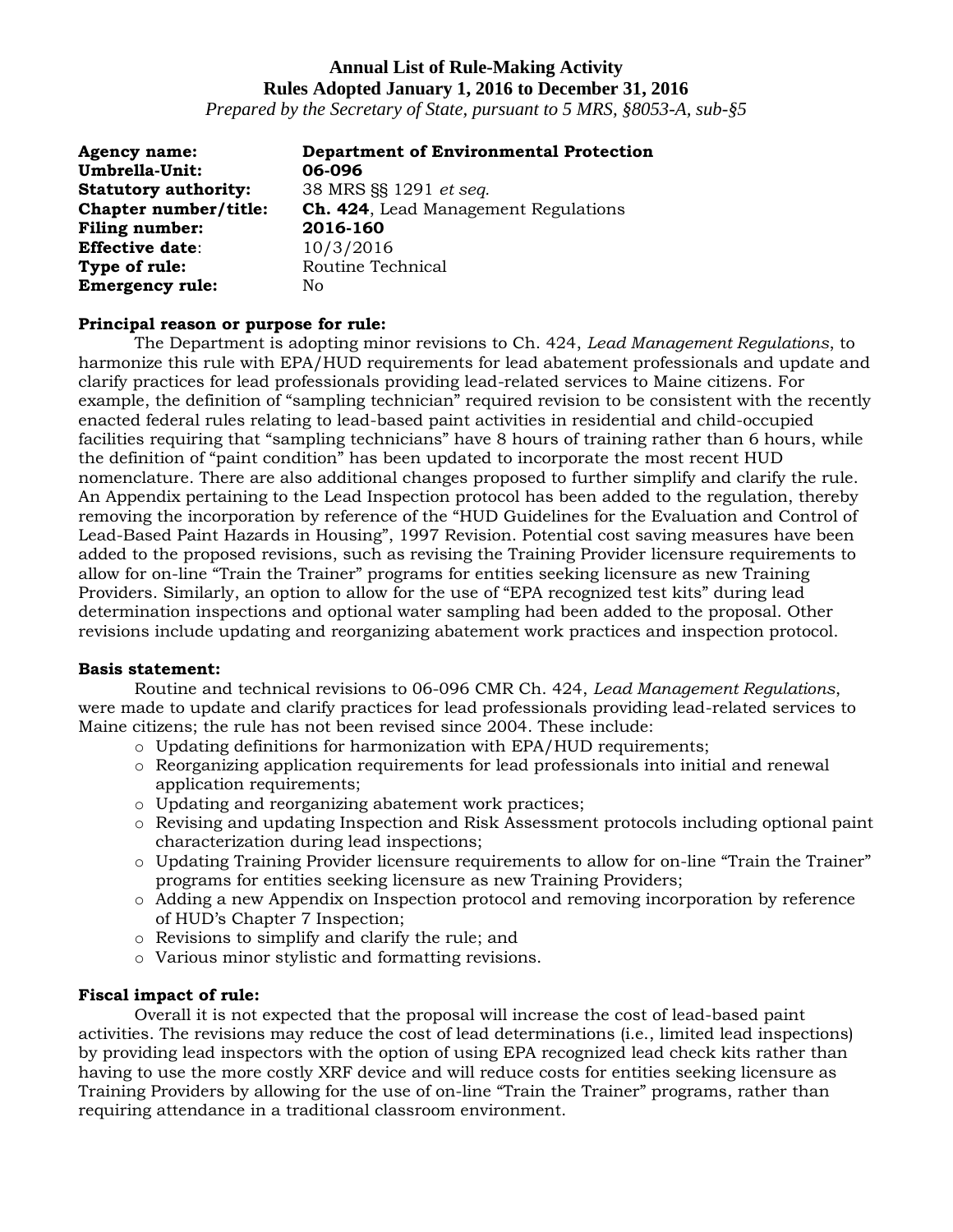**Annual List of Rule-Making Activity**
**Rules Adopted January 1, 2016 to December 31, 2016**
*Prepared by the Secretary of State, pursuant to 5 MRS, §8053-A, sub-§5*

**Agency name:** **Department of Environmental Protection**
**Umbrella-Unit:** **06-096**
**Statutory authority:** 38 MRS §§ 1291 *et seq.*
**Chapter number/title:** **Ch. 424**, Lead Management Regulations
**Filing number:** **2016-160**
**Effective date**: 10/3/2016
**Type of rule:** Routine Technical
**Emergency rule:** No

**Principal reason or purpose for rule:**

The Department is adopting minor revisions to Ch. 424, *Lead Management Regulations*, to harmonize this rule with EPA/HUD requirements for lead abatement professionals and update and clarify practices for lead professionals providing lead-related services to Maine citizens. For example, the definition of "sampling technician" required revision to be consistent with the recently enacted federal rules relating to lead-based paint activities in residential and child-occupied facilities requiring that "sampling technicians" have 8 hours of training rather than 6 hours, while the definition of "paint condition" has been updated to incorporate the most recent HUD nomenclature. There are also additional changes proposed to further simplify and clarify the rule. An Appendix pertaining to the Lead Inspection protocol has been added to the regulation, thereby removing the incorporation by reference of the "HUD Guidelines for the Evaluation and Control of Lead-Based Paint Hazards in Housing", 1997 Revision. Potential cost saving measures have been added to the proposed revisions, such as revising the Training Provider licensure requirements to allow for on-line "Train the Trainer" programs for entities seeking licensure as new Training Providers. Similarly, an option to allow for the use of "EPA recognized test kits" during lead determination inspections and optional water sampling had been added to the proposal. Other revisions include updating and reorganizing abatement work practices and inspection protocol.

**Basis statement:**

Routine and technical revisions to 06-096 CMR Ch. 424, *Lead Management Regulations*, were made to update and clarify practices for lead professionals providing lead-related services to Maine citizens; the rule has not been revised since 2004. These include:

- Updating definitions for harmonization with EPA/HUD requirements;
- Reorganizing application requirements for lead professionals into initial and renewal application requirements;
- Updating and reorganizing abatement work practices;
- Revising and updating Inspection and Risk Assessment protocols including optional paint characterization during lead inspections;
- Updating Training Provider licensure requirements to allow for on-line "Train the Trainer" programs for entities seeking licensure as new Training Providers;
- Adding a new Appendix on Inspection protocol and removing incorporation by reference of HUD's Chapter 7 Inspection;
- Revisions to simplify and clarify the rule; and
- Various minor stylistic and formatting revisions.

**Fiscal impact of rule:**

Overall it is not expected that the proposal will increase the cost of lead-based paint activities. The revisions may reduce the cost of lead determinations (i.e., limited lead inspections) by providing lead inspectors with the option of using EPA recognized lead check kits rather than having to use the more costly XRF device and will reduce costs for entities seeking licensure as Training Providers by allowing for the use of on-line "Train the Trainer" programs, rather than requiring attendance in a traditional classroom environment.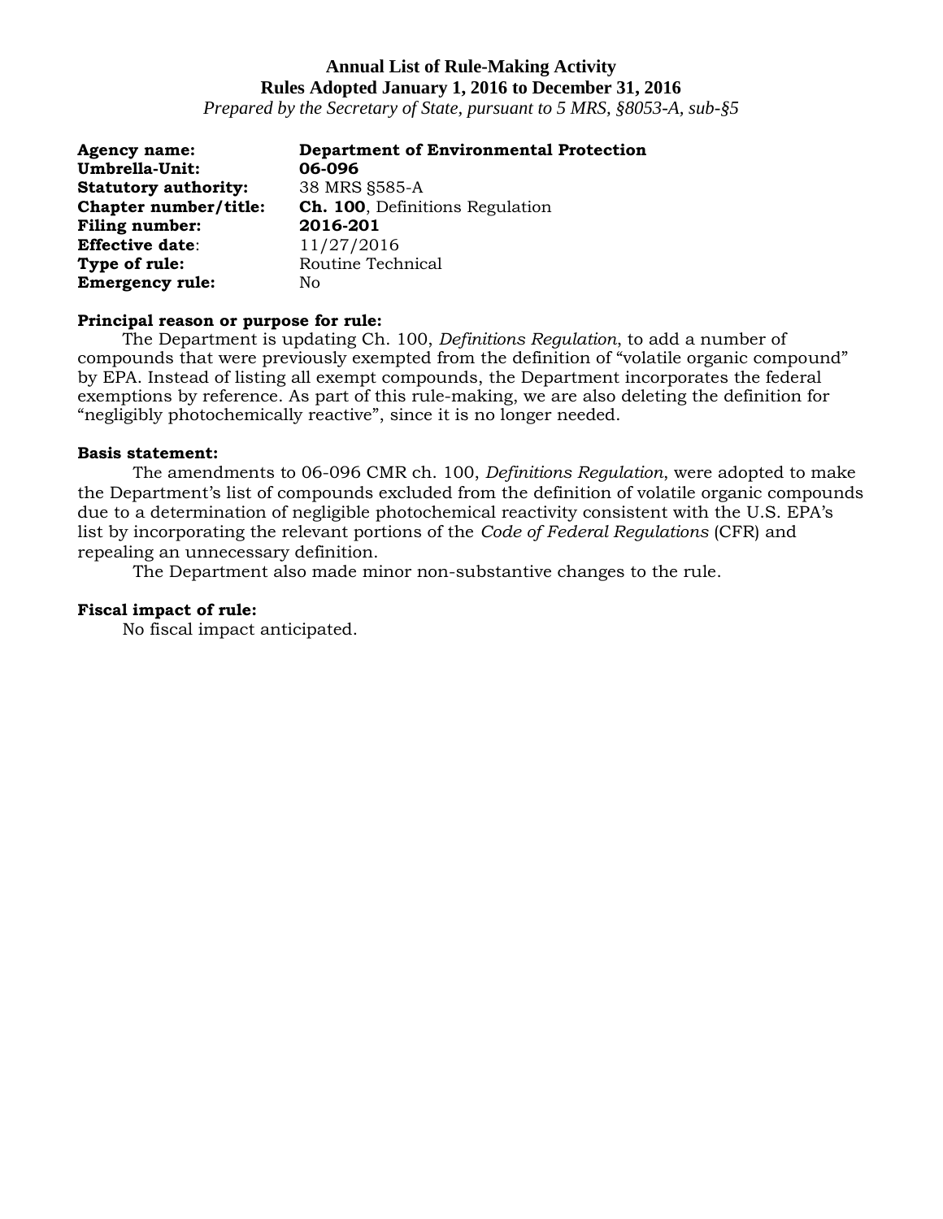**Annual List of Rule-Making Activity**
**Rules Adopted January 1, 2016 to December 31, 2016**
*Prepared by the Secretary of State, pursuant to 5 MRS, §8053-A, sub-§5*

**Agency name:** **Department of Environmental Protection**
**Umbrella-Unit:** **06-096**
**Statutory authority:** 38 MRS §585-A
**Chapter number/title:** **Ch. 100**, Definitions Regulation
**Filing number:** **2016-201**
**Effective date**: 11/27/2016
**Type of rule:** Routine Technical
**Emergency rule:** No

**Principal reason or purpose for rule:**
The Department is updating Ch. 100, *Definitions Regulation*, to add a number of compounds that were previously exempted from the definition of "volatile organic compound" by EPA. Instead of listing all exempt compounds, the Department incorporates the federal exemptions by reference. As part of this rule-making, we are also deleting the definition for "negligibly photochemically reactive", since it is no longer needed.

**Basis statement:**
The amendments to 06-096 CMR ch. 100, *Definitions Regulation*, were adopted to make the Department's list of compounds excluded from the definition of volatile organic compounds due to a determination of negligible photochemical reactivity consistent with the U.S. EPA's list by incorporating the relevant portions of the *Code of Federal Regulations* (CFR) and repealing an unnecessary definition.
The Department also made minor non-substantive changes to the rule.

**Fiscal impact of rule:**
No fiscal impact anticipated.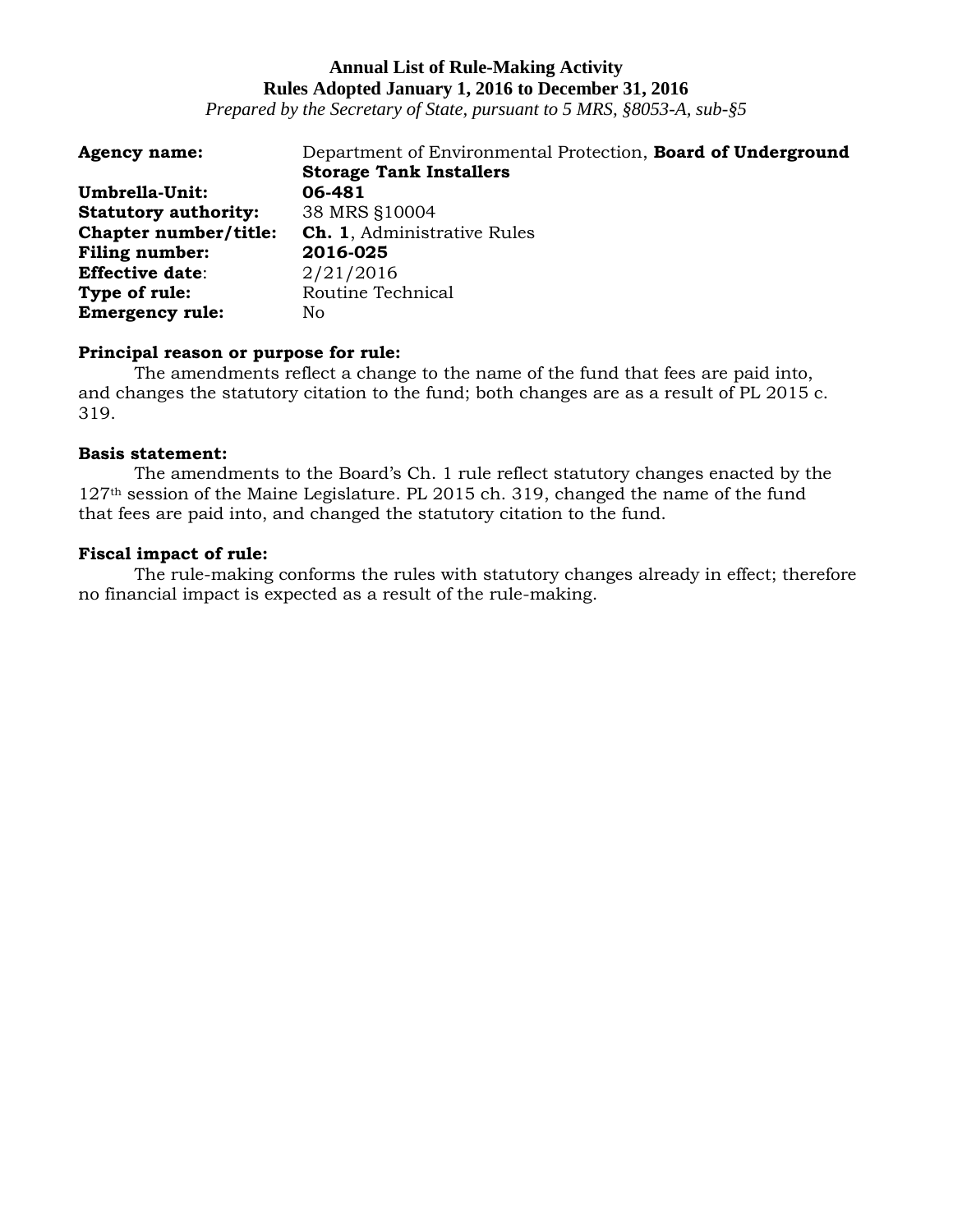**Annual List of Rule-Making Activity**
**Rules Adopted January 1, 2016 to December 31, 2016**
*Prepared by the Secretary of State, pursuant to 5 MRS, §8053-A, sub-§5*

**Agency name:** Department of Environmental Protection, **Board of Underground Storage Tank Installers**
**Umbrella-Unit:** **06-481**
**Statutory authority:** 38 MRS §10004
**Chapter number/title:** **Ch. 1**, Administrative Rules
**Filing number:** **2016-025**
**Effective date**: 2/21/2016
**Type of rule:** Routine Technical
**Emergency rule:** No

**Principal reason or purpose for rule:**
The amendments reflect a change to the name of the fund that fees are paid into, and changes the statutory citation to the fund; both changes are as a result of PL 2015 c. 319.

**Basis statement:**
The amendments to the Board's Ch. 1 rule reflect statutory changes enacted by the 127th session of the Maine Legislature. PL 2015 ch. 319, changed the name of the fund that fees are paid into, and changed the statutory citation to the fund.

**Fiscal impact of rule:**
The rule-making conforms the rules with statutory changes already in effect; therefore no financial impact is expected as a result of the rule-making.